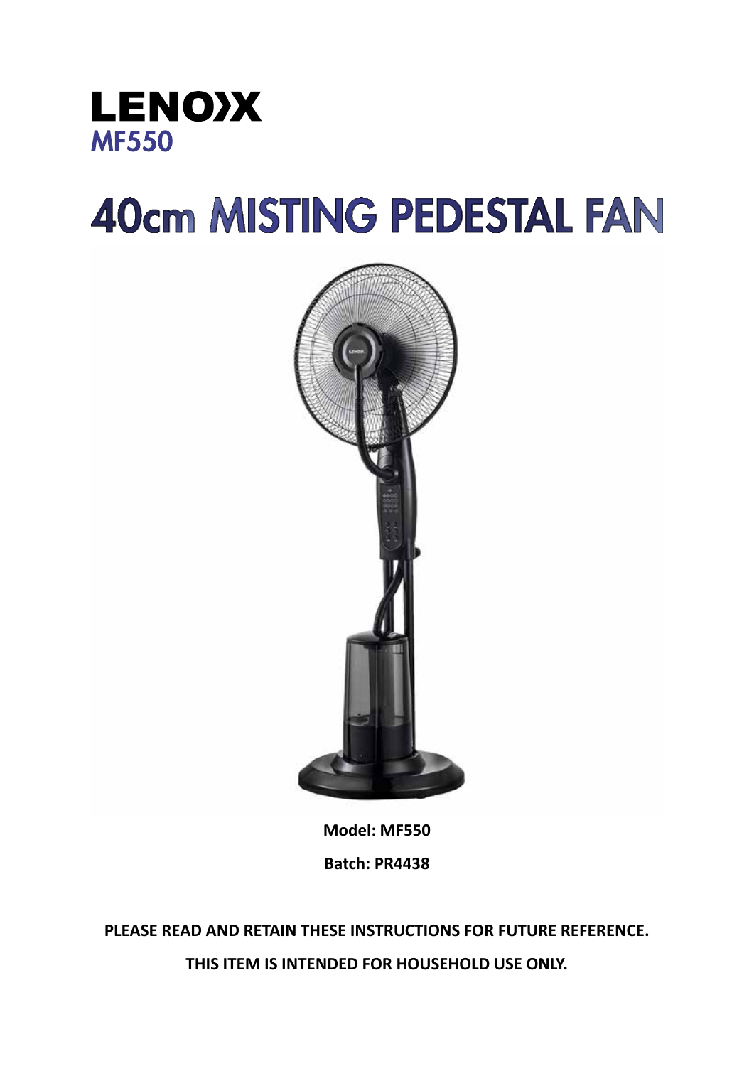# LENOXX

## MF550

# 40cm MISTING PEDESTAL FAN

**Model: MF550**

**Batch: PR4438**

**PLEASE READ AND RETAIN THESE INSTRUCTIONS FOR FUTURE REFERENCE.**

**THIS ITEM IS INTENDED FOR HOUSEHOLD USE ONLY.**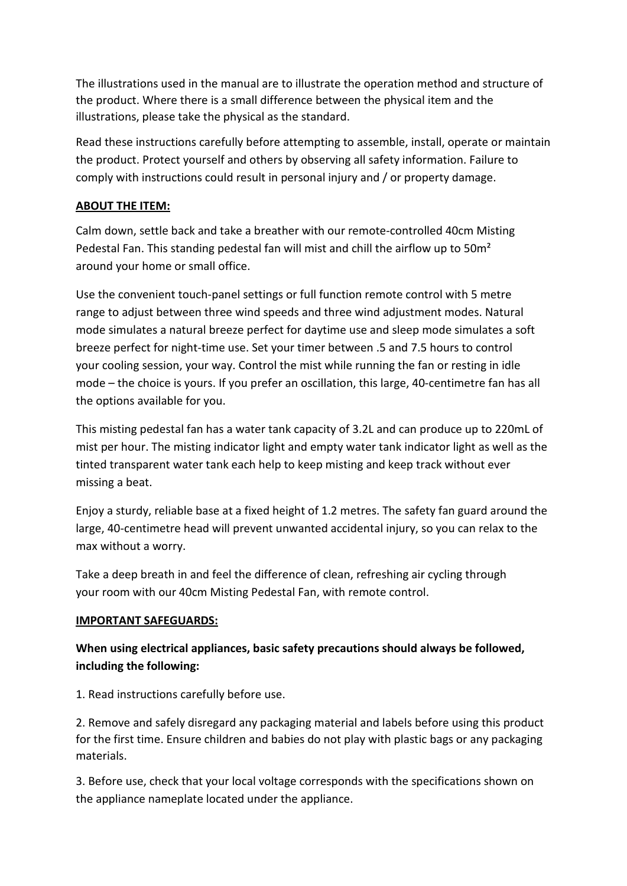The illustrations used in the manual are to illustrate the operation method and structure of the product. Where there is a small difference between the physical item and the illustrations, please take the physical as the standard.

Read these instructions carefully before attempting to assemble, install, operate or maintain the product. Protect yourself and others by observing all safety information. Failure to comply with instructions could result in personal injury and / or property damage.

**ABOUT THE ITEM:**

Calm down, settle back and take a breather with our remote-controlled 40cm Misting Pedestal Fan. This standing pedestal fan will mist and chill the airflow up to 50m² around your home or small office.

Use the convenient touch-panel settings or full function remote control with 5 metre range to adjust between three wind speeds and three wind adjustment modes. Natural mode simulates a natural breeze perfect for daytime use and sleep mode simulates a soft breeze perfect for night-time use. Set your timer between .5 and 7.5 hours to control your cooling session, your way. Control the mist while running the fan or resting in idle mode – the choice is yours. If you prefer an oscillation, this large, 40-centimetre fan has all the options available for you.

This misting pedestal fan has a water tank capacity of 3.2L and can produce up to 220mL of mist per hour. The misting indicator light and empty water tank indicator light as well as the tinted transparent water tank each help to keep misting and keep track without ever missing a beat.

Enjoy a sturdy, reliable base at a fixed height of 1.2 metres. The safety fan guard around the large, 40-centimetre head will prevent unwanted accidental injury, so you can relax to the max without a worry.

Take a deep breath in and feel the difference of clean, refreshing air cycling through your room with our 40cm Misting Pedestal Fan, with remote control.

**IMPORTANT SAFEGUARDS:**

**When using electrical appliances, basic safety precautions should always be followed, including the following:**

1. Read instructions carefully before use.

2. Remove and safely disregard any packaging material and labels before using this product for the first time. Ensure children and babies do not play with plastic bags or any packaging materials.

3. Before use, check that your local voltage corresponds with the specifications shown on the appliance nameplate located under the appliance.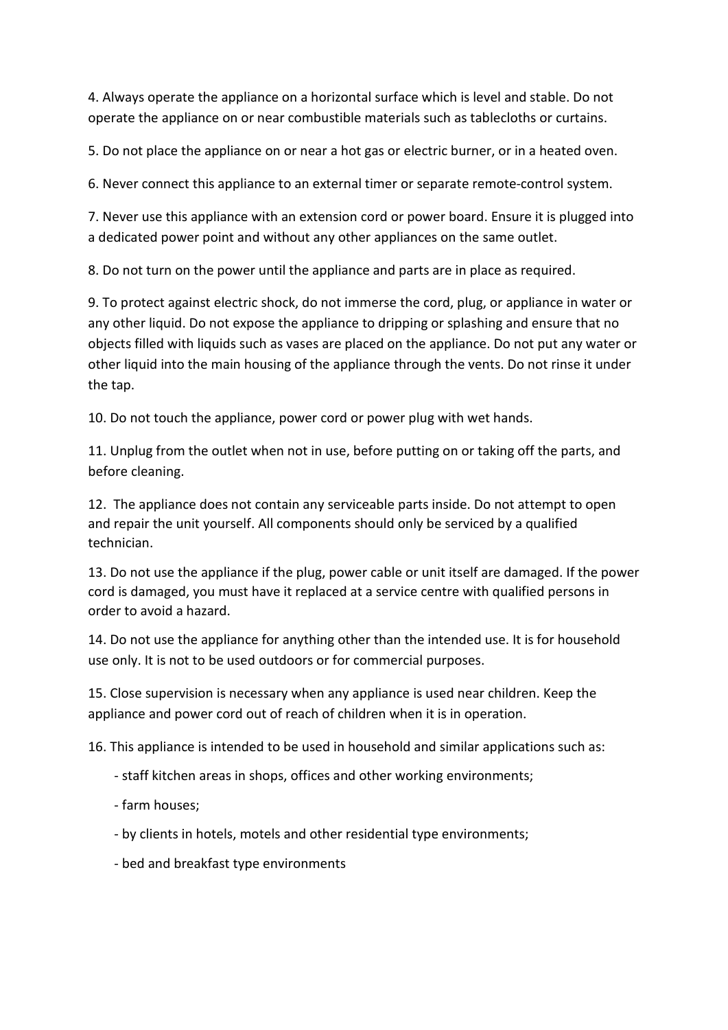4. Always operate the appliance on a horizontal surface which is level and stable. Do not operate the appliance on or near combustible materials such as tablecloths or curtains.

5. Do not place the appliance on or near a hot gas or electric burner, or in a heated oven.

6. Never connect this appliance to an external timer or separate remote-control system.

7. Never use this appliance with an extension cord or power board. Ensure it is plugged into a dedicated power point and without any other appliances on the same outlet.

8. Do not turn on the power until the appliance and parts are in place as required.

9. To protect against electric shock, do not immerse the cord, plug, or appliance in water or any other liquid. Do not expose the appliance to dripping or splashing and ensure that no objects filled with liquids such as vases are placed on the appliance. Do not put any water or other liquid into the main housing of the appliance through the vents. Do not rinse it under the tap.

10. Do not touch the appliance, power cord or power plug with wet hands.

11. Unplug from the outlet when not in use, before putting on or taking off the parts, and before cleaning.

12. The appliance does not contain any serviceable parts inside. Do not attempt to open and repair the unit yourself. All components should only be serviced by a qualified technician.

13. Do not use the appliance if the plug, power cable or unit itself are damaged. If the power cord is damaged, you must have it replaced at a service centre with qualified persons in order to avoid a hazard.

14. Do not use the appliance for anything other than the intended use. It is for household use only. It is not to be used outdoors or for commercial purposes.

15. Close supervision is necessary when any appliance is used near children. Keep the appliance and power cord out of reach of children when it is in operation.

16. This appliance is intended to be used in household and similar applications such as:

- staff kitchen areas in shops, offices and other working environments;
- farm houses;
- by clients in hotels, motels and other residential type environments;
- bed and breakfast type environments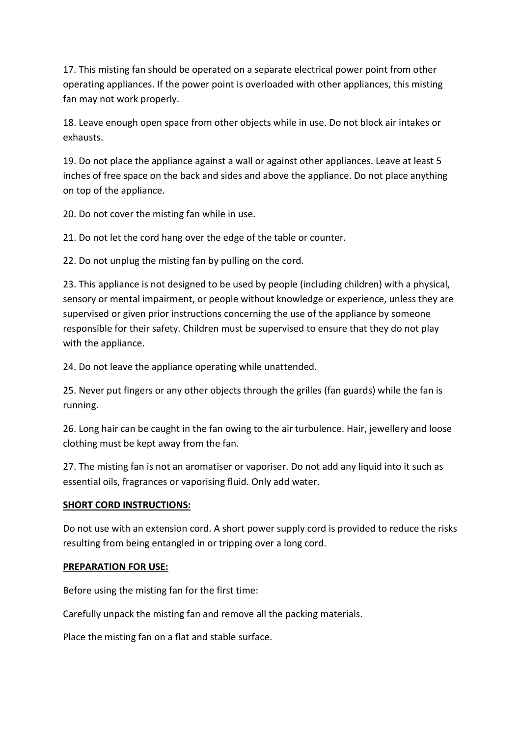17. This misting fan should be operated on a separate electrical power point from other operating appliances. If the power point is overloaded with other appliances, this misting fan may not work properly.

18. Leave enough open space from other objects while in use. Do not block air intakes or exhausts.

19. Do not place the appliance against a wall or against other appliances. Leave at least 5 inches of free space on the back and sides and above the appliance. Do not place anything on top of the appliance.

20. Do not cover the misting fan while in use.

21. Do not let the cord hang over the edge of the table or counter.

22. Do not unplug the misting fan by pulling on the cord.

23. This appliance is not designed to be used by people (including children) with a physical, sensory or mental impairment, or people without knowledge or experience, unless they are supervised or given prior instructions concerning the use of the appliance by someone responsible for their safety. Children must be supervised to ensure that they do not play with the appliance.

24. Do not leave the appliance operating while unattended.

25. Never put fingers or any other objects through the grilles (fan guards) while the fan is running.

26. Long hair can be caught in the fan owing to the air turbulence. Hair, jewellery and loose clothing must be kept away from the fan.

27. The misting fan is not an aromatiser or vaporiser. Do not add any liquid into it such as essential oils, fragrances or vaporising fluid. Only add water.

**SHORT CORD INSTRUCTIONS:**

Do not use with an extension cord. A short power supply cord is provided to reduce the risks resulting from being entangled in or tripping over a long cord.

**PREPARATION FOR USE:**

Before using the misting fan for the first time:

Carefully unpack the misting fan and remove all the packing materials.

Place the misting fan on a flat and stable surface.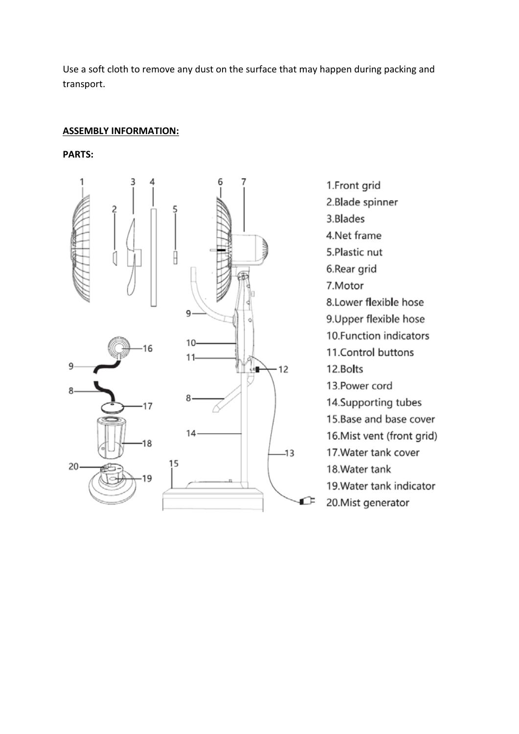Use a soft cloth to remove any dust on the surface that may happen during packing and transport.

**ASSEMBLY INFORMATION:**

**PARTS:**

1. Front grid
2. Blade spinner
3. Blades
4. Net frame
5. Plastic nut
6. Rear grid
7. Motor
8. Lower flexible hose
9. Upper flexible hose
10. Function indicators
11. Control buttons
12. Bolts
13. Power cord
14. Supporting tubes
15. Base and base cover
16. Mist vent (front grid)
17. Water tank cover
18. Water tank
19. Water tank indicator
20. Mist generator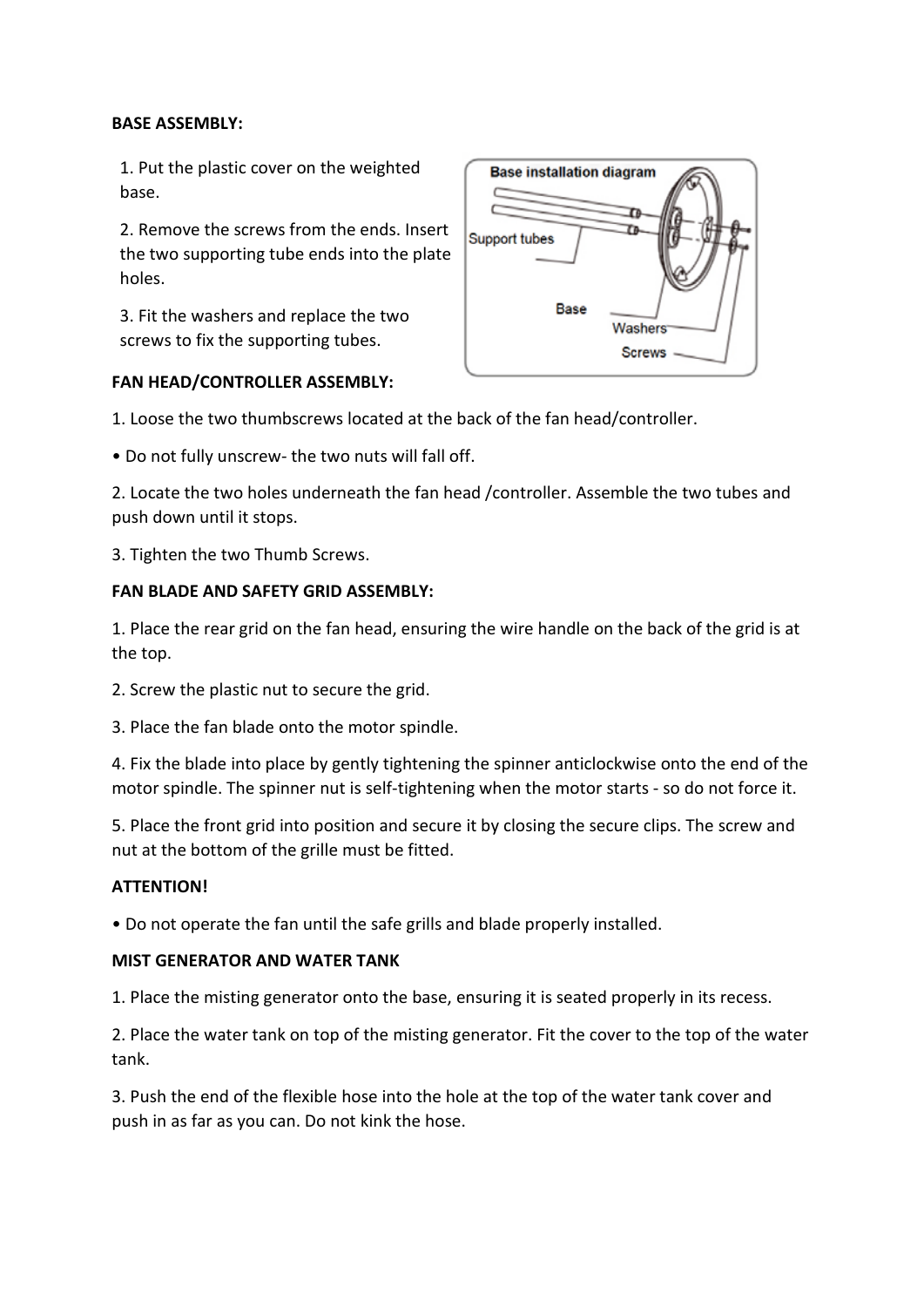**BASE ASSEMBLY:**

1. Put the plastic cover on the weighted base.

2. Remove the screws from the ends. Insert the two supporting tube ends into the plate holes.

3. Fit the washers and replace the two screws to fix the supporting tubes.

**FAN HEAD/CONTROLLER ASSEMBLY:**

1. Loose the two thumbscrews located at the back of the fan head/controller.

• Do not fully unscrew- the two nuts will fall off.

2. Locate the two holes underneath the fan head /controller. Assemble the two tubes and push down until it stops.

3. Tighten the two Thumb Screws.

**FAN BLADE AND SAFETY GRID ASSEMBLY:**

1. Place the rear grid on the fan head, ensuring the wire handle on the back of the grid is at the top.

2. Screw the plastic nut to secure the grid.

3. Place the fan blade onto the motor spindle.

4. Fix the blade into place by gently tightening the spinner anticlockwise onto the end of the motor spindle. The spinner nut is self-tightening when the motor starts - so do not force it.

5. Place the front grid into position and secure it by closing the secure clips. The screw and nut at the bottom of the grille must be fitted.

**ATTENTION!**

• Do not operate the fan until the safe grills and blade properly installed.

**MIST GENERATOR AND WATER TANK**

1. Place the misting generator onto the base, ensuring it is seated properly in its recess.

2. Place the water tank on top of the misting generator. Fit the cover to the top of the water tank.

3. Push the end of the flexible hose into the hole at the top of the water tank cover and push in as far as you can. Do not kink the hose.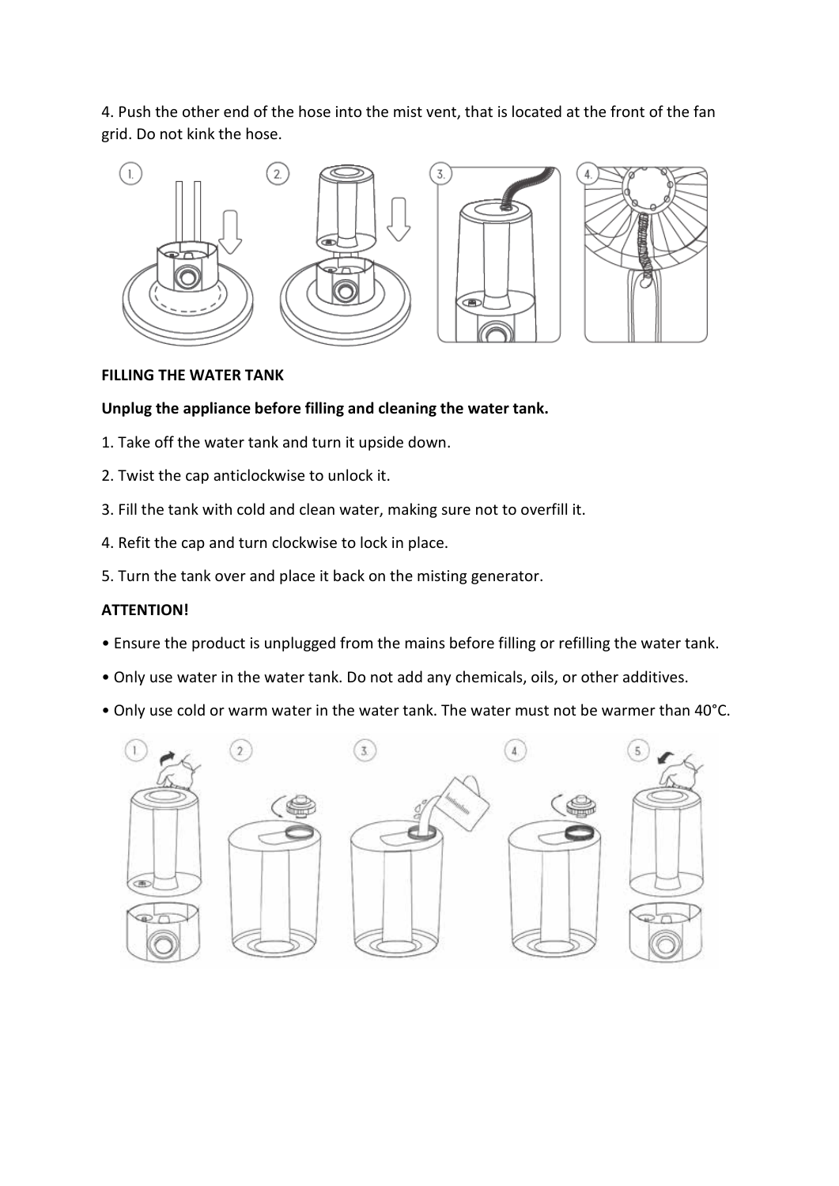4. Push the other end of the hose into the mist vent, that is located at the front of the fan grid. Do not kink the hose.

**FILLING THE WATER TANK**

**Unplug the appliance before filling and cleaning the water tank.**

1. Take off the water tank and turn it upside down.

2. Twist the cap anticlockwise to unlock it.

3. Fill the tank with cold and clean water, making sure not to overfill it.

4. Refit the cap and turn clockwise to lock in place.

5. Turn the tank over and place it back on the misting generator.

**ATTENTION!**

- Ensure the product is unplugged from the mains before filling or refilling the water tank.
- Only use water in the water tank. Do not add any chemicals, oils, or other additives.
- Only use cold or warm water in the water tank. The water must not be warmer than 40°C.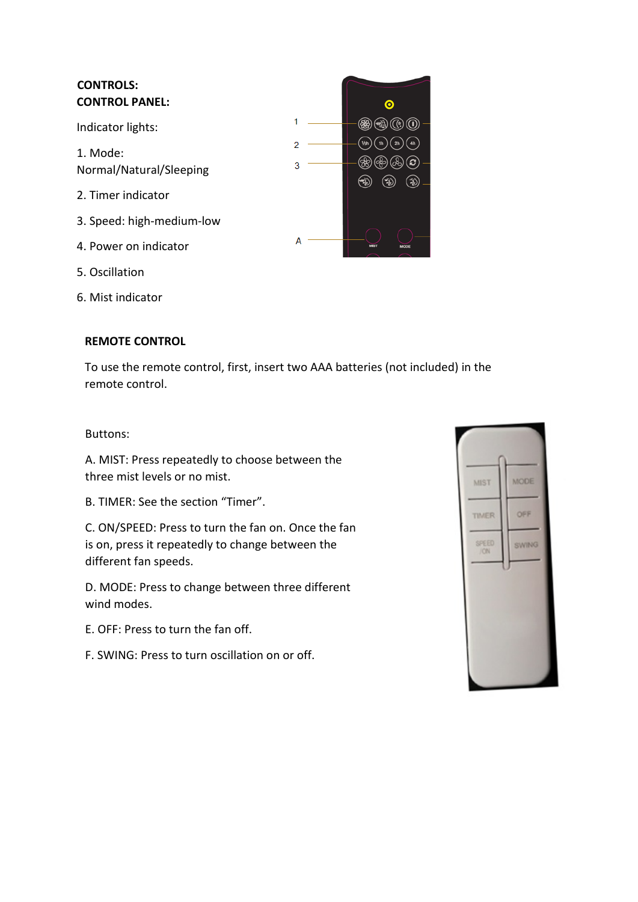**CONTROLS:**
**CONTROL PANEL:**

Indicator lights:

1. Mode:
Normal/Natural/Sleeping

2. Timer indicator

3. Speed: high-medium-low

4. Power on indicator

5. Oscillation

6. Mist indicator

**REMOTE CONTROL**

To use the remote control, first, insert two AAA batteries (not included) in the remote control.

Buttons:

A. MIST: Press repeatedly to choose between the three mist levels or no mist.

B. TIMER: See the section "Timer".

C. ON/SPEED: Press to turn the fan on. Once the fan is on, press it repeatedly to change between the different fan speeds.

D. MODE: Press to change between three different wind modes.

E. OFF: Press to turn the fan off.

F. SWING: Press to turn oscillation on or off.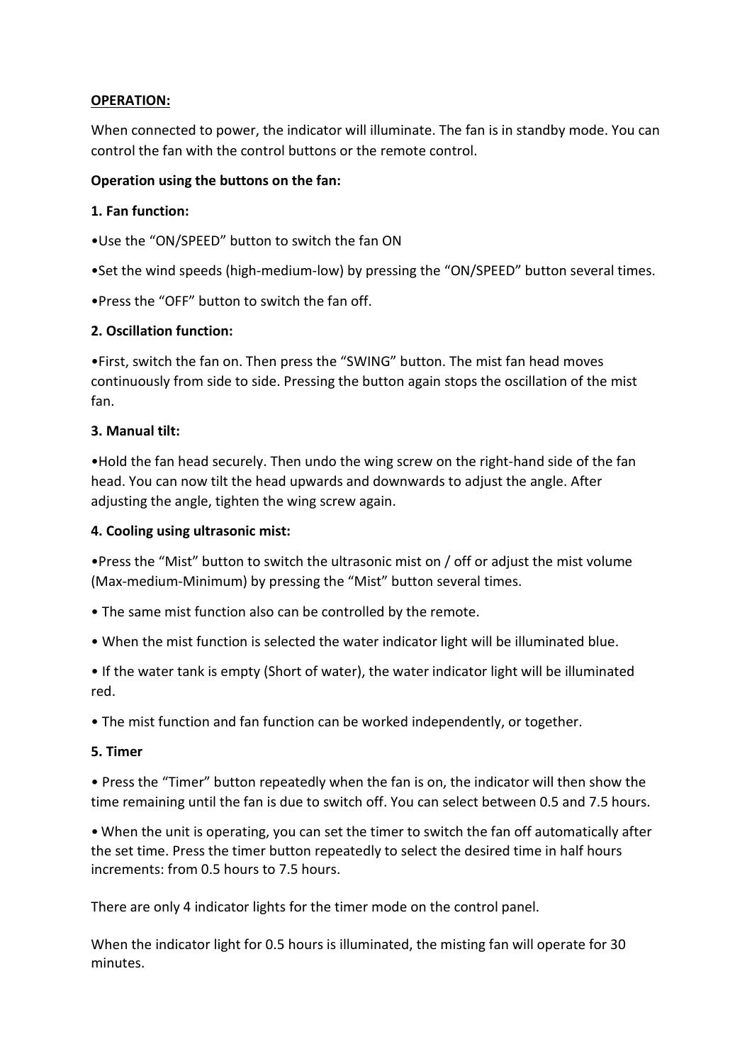**OPERATION:**

When connected to power, the indicator will illuminate. The fan is in standby mode. You can control the fan with the control buttons or the remote control.

**Operation using the buttons on the fan:**

**1. Fan function:**

•Use the "ON/SPEED" button to switch the fan ON

•Set the wind speeds (high-medium-low) by pressing the "ON/SPEED" button several times.

•Press the "OFF" button to switch the fan off.

**2. Oscillation function:**

•First, switch the fan on. Then press the "SWING" button. The mist fan head moves continuously from side to side. Pressing the button again stops the oscillation of the mist fan.

**3. Manual tilt:**

•Hold the fan head securely. Then undo the wing screw on the right-hand side of the fan head. You can now tilt the head upwards and downwards to adjust the angle. After adjusting the angle, tighten the wing screw again.

**4. Cooling using ultrasonic mist:**

•Press the "Mist" button to switch the ultrasonic mist on / off or adjust the mist volume (Max-medium-Minimum) by pressing the "Mist" button several times.

• The same mist function also can be controlled by the remote.

• When the mist function is selected the water indicator light will be illuminated blue.

• If the water tank is empty (Short of water), the water indicator light will be illuminated red.

• The mist function and fan function can be worked independently, or together.

**5. Timer**

• Press the "Timer" button repeatedly when the fan is on, the indicator will then show the time remaining until the fan is due to switch off. You can select between 0.5 and 7.5 hours.

• When the unit is operating, you can set the timer to switch the fan off automatically after the set time. Press the timer button repeatedly to select the desired time in half hours increments: from 0.5 hours to 7.5 hours.

There are only 4 indicator lights for the timer mode on the control panel.

When the indicator light for 0.5 hours is illuminated, the misting fan will operate for 30 minutes.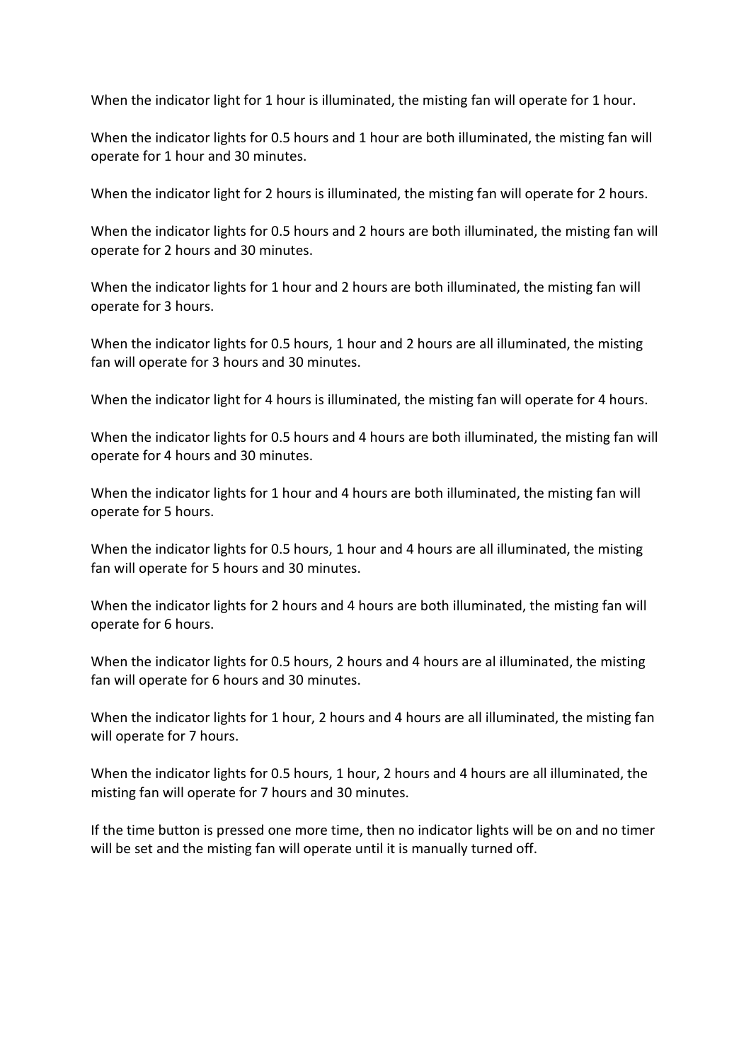When the indicator light for 1 hour is illuminated, the misting fan will operate for 1 hour.

When the indicator lights for 0.5 hours and 1 hour are both illuminated, the misting fan will operate for 1 hour and 30 minutes.

When the indicator light for 2 hours is illuminated, the misting fan will operate for 2 hours.

When the indicator lights for 0.5 hours and 2 hours are both illuminated, the misting fan will operate for 2 hours and 30 minutes.

When the indicator lights for 1 hour and 2 hours are both illuminated, the misting fan will operate for 3 hours.

When the indicator lights for 0.5 hours, 1 hour and 2 hours are all illuminated, the misting fan will operate for 3 hours and 30 minutes.

When the indicator light for 4 hours is illuminated, the misting fan will operate for 4 hours.

When the indicator lights for 0.5 hours and 4 hours are both illuminated, the misting fan will operate for 4 hours and 30 minutes.

When the indicator lights for 1 hour and 4 hours are both illuminated, the misting fan will operate for 5 hours.

When the indicator lights for 0.5 hours, 1 hour and 4 hours are all illuminated, the misting fan will operate for 5 hours and 30 minutes.

When the indicator lights for 2 hours and 4 hours are both illuminated, the misting fan will operate for 6 hours.

When the indicator lights for 0.5 hours, 2 hours and 4 hours are al illuminated, the misting fan will operate for 6 hours and 30 minutes.

When the indicator lights for 1 hour, 2 hours and 4 hours are all illuminated, the misting fan will operate for 7 hours.

When the indicator lights for 0.5 hours, 1 hour, 2 hours and 4 hours are all illuminated, the misting fan will operate for 7 hours and 30 minutes.

If the time button is pressed one more time, then no indicator lights will be on and no timer will be set and the misting fan will operate until it is manually turned off.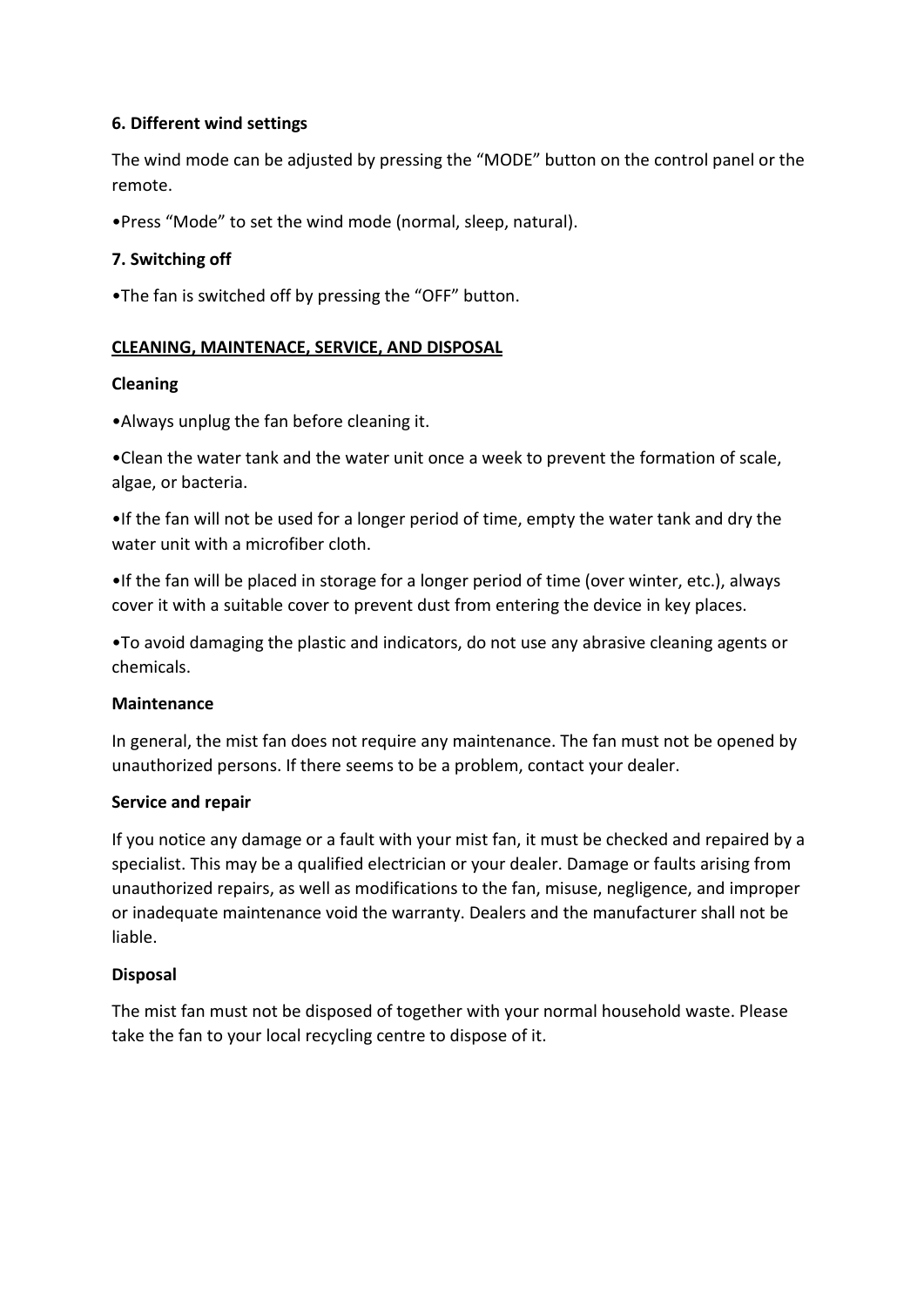**6. Different wind settings**

The wind mode can be adjusted by pressing the “MODE” button on the control panel or the remote.

•Press “Mode” to set the wind mode (normal, sleep, natural).

**7. Switching off**

•The fan is switched off by pressing the “OFF” button.

**CLEANING, MAINTENACE, SERVICE, AND DISPOSAL**

**Cleaning**

•Always unplug the fan before cleaning it.

•Clean the water tank and the water unit once a week to prevent the formation of scale, algae, or bacteria.

•If the fan will not be used for a longer period of time, empty the water tank and dry the water unit with a microfiber cloth.

•If the fan will be placed in storage for a longer period of time (over winter, etc.), always cover it with a suitable cover to prevent dust from entering the device in key places.

•To avoid damaging the plastic and indicators, do not use any abrasive cleaning agents or chemicals.

**Maintenance**

In general, the mist fan does not require any maintenance. The fan must not be opened by unauthorized persons. If there seems to be a problem, contact your dealer.

**Service and repair**

If you notice any damage or a fault with your mist fan, it must be checked and repaired by a specialist. This may be a qualified electrician or your dealer. Damage or faults arising from unauthorized repairs, as well as modifications to the fan, misuse, negligence, and improper or inadequate maintenance void the warranty. Dealers and the manufacturer shall not be liable.

**Disposal**

The mist fan must not be disposed of together with your normal household waste. Please take the fan to your local recycling centre to dispose of it.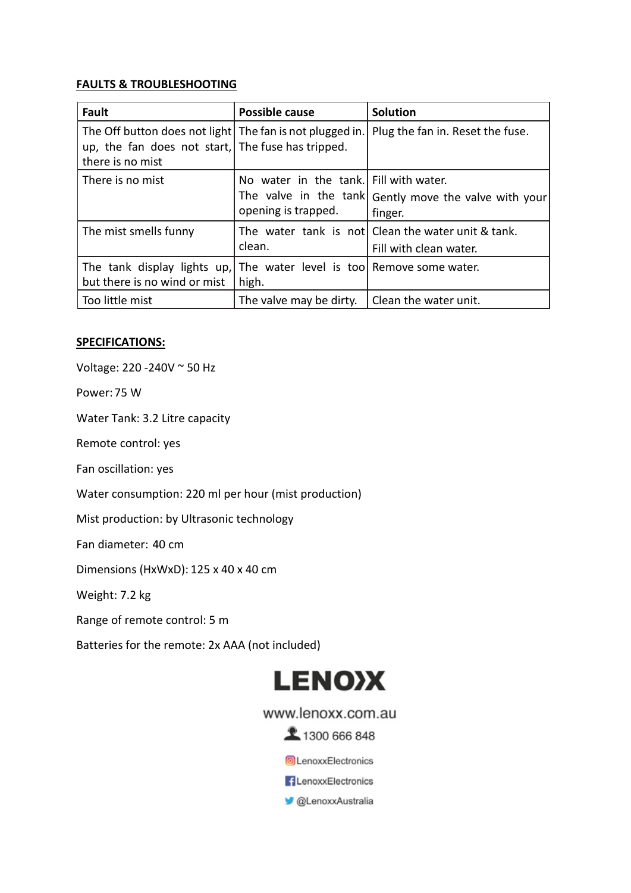**FAULTS & TROUBLESHOOTING**

| Fault | Possible cause | Solution |
|---|---|---|
| The Off button does not light up, the fan does not start, there is no mist | The fan is not plugged in. The fuse has tripped. | Plug the fan in. Reset the fuse. |
| There is no mist | No water in the tank. The valve in the tank opening is trapped. | Fill with water. Gently move the valve with your finger. |
| The mist smells funny | The water tank is not clean. | Clean the water unit & tank. Fill with clean water. |
| The tank display lights up, but there is no wind or mist | The water level is too high. | Remove some water. |
| Too little mist | The valve may be dirty. | Clean the water unit. |

**SPECIFICATIONS:**

Voltage: 220 -240V ~ 50 Hz

Power: 75 W

Water Tank: 3.2 Litre capacity

Remote control: yes

Fan oscillation: yes

Water consumption: 220 ml per hour (mist production)

Mist production: by Ultrasonic technology

Fan diameter: 40 cm

Dimensions (HxWxD): 125 x 40 x 40 cm

Weight: 7.2 kg

Range of remote control: 5 m

Batteries for the remote: 2x AAA (not included)

LENOXX

www.lenoxx.com.au

1300 666 848

LenoxxElectronics

LenoxxElectronics

@LenoxxAustralia